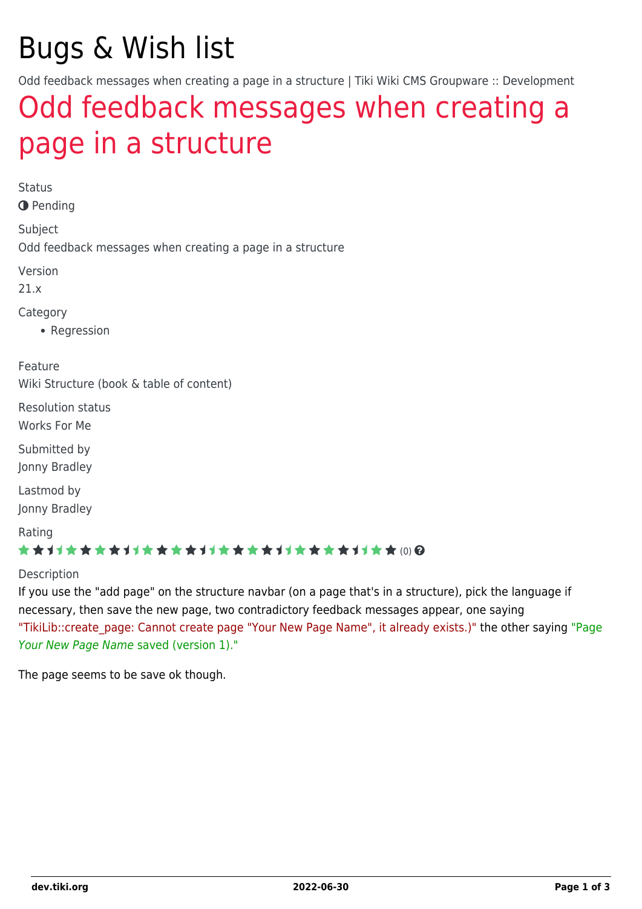# Bugs & Wish list

Odd feedback messages when creating a page in a structure | Tiki Wiki CMS Groupware :: Development

## Odd feedback messages when creating a page in a structure

Status

Pending

Subject

Odd feedback messages when creating a page in a structure

Version

21.x

Category

- Regression

Feature

Wiki Structure (book & table of content)

Resolution status

Works For Me

Submitted by

Jonny Bradley

Lastmod by

Jonny Bradley

Rating

(0)

Description

If you use the "add page" on the structure navbar (on a page that's in a structure), pick the language if necessary, then save the new page, two contradictory feedback messages appear, one saying "TikiLib::create_page: Cannot create page "Your New Page Name", it already exists.)" the other saying "Page *Your New Page Name* saved (version 1)."

The page seems to be save ok though.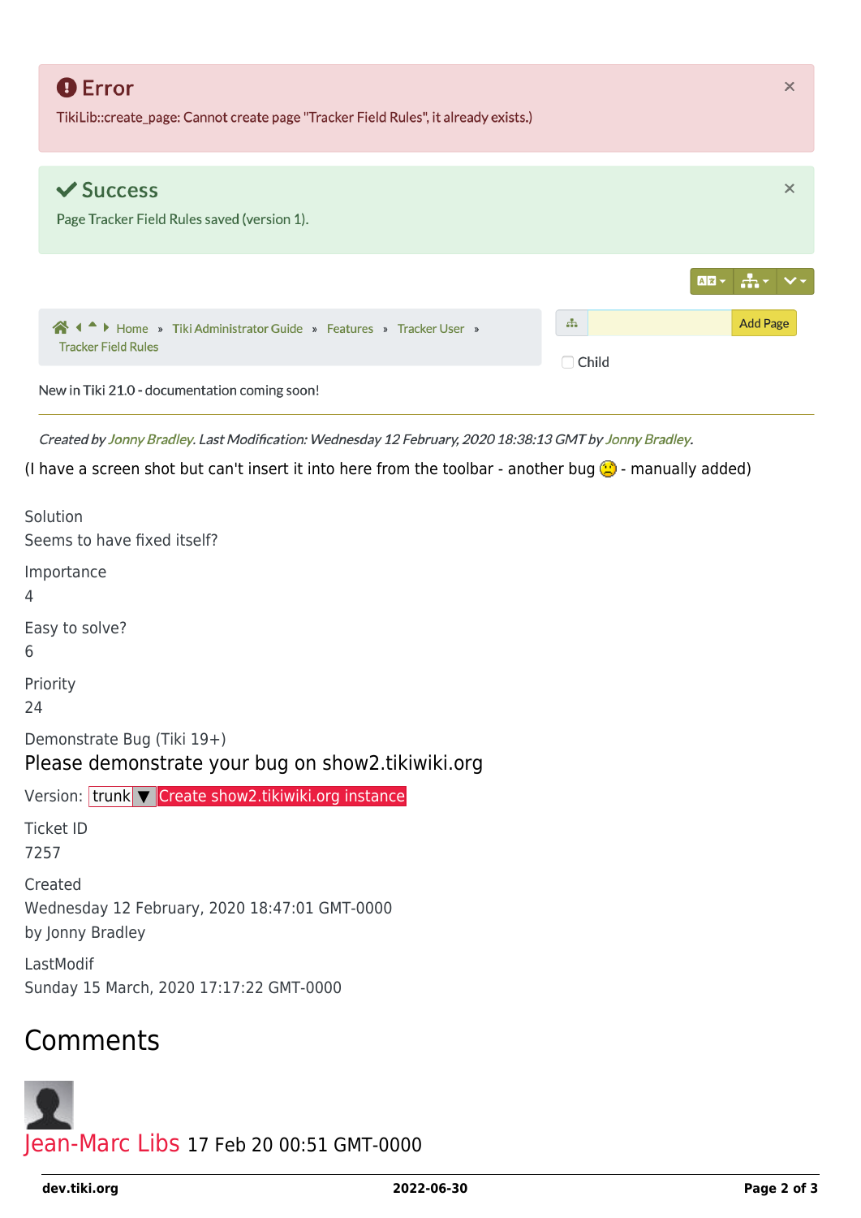**Error**

TikiLib::create_page: Cannot create page "Tracker Field Rules", it already exists.)

**Success**

Page Tracker Field Rules saved (version 1).

Home » Tiki Administrator Guide » Features » Tracker User » Tracker Field Rules

Add Page

Child

New in Tiki 21.0 - documentation coming soon!

*Created by Jonny Bradley. Last Modification: Wednesday 12 February, 2020 18:38:13 GMT by Jonny Bradley.*

(I have a screen shot but can't insert it into here from the toolbar - another bug 🙁 - manually added)

Solution

Seems to have fixed itself?

Importance

4

Easy to solve?

6

Priority

24

Demonstrate Bug (Tiki 19+)

Please demonstrate your bug on show2.tikiwiki.org

Version: trunk ▼ Create show2.tikiwiki.org instance

Ticket ID

7257

Created

Wednesday 12 February, 2020 18:47:01 GMT-0000

by Jonny Bradley

LastModif

Sunday 15 March, 2020 17:17:22 GMT-0000

## Comments

Jean-Marc Libs 17 Feb 20 00:51 GMT-0000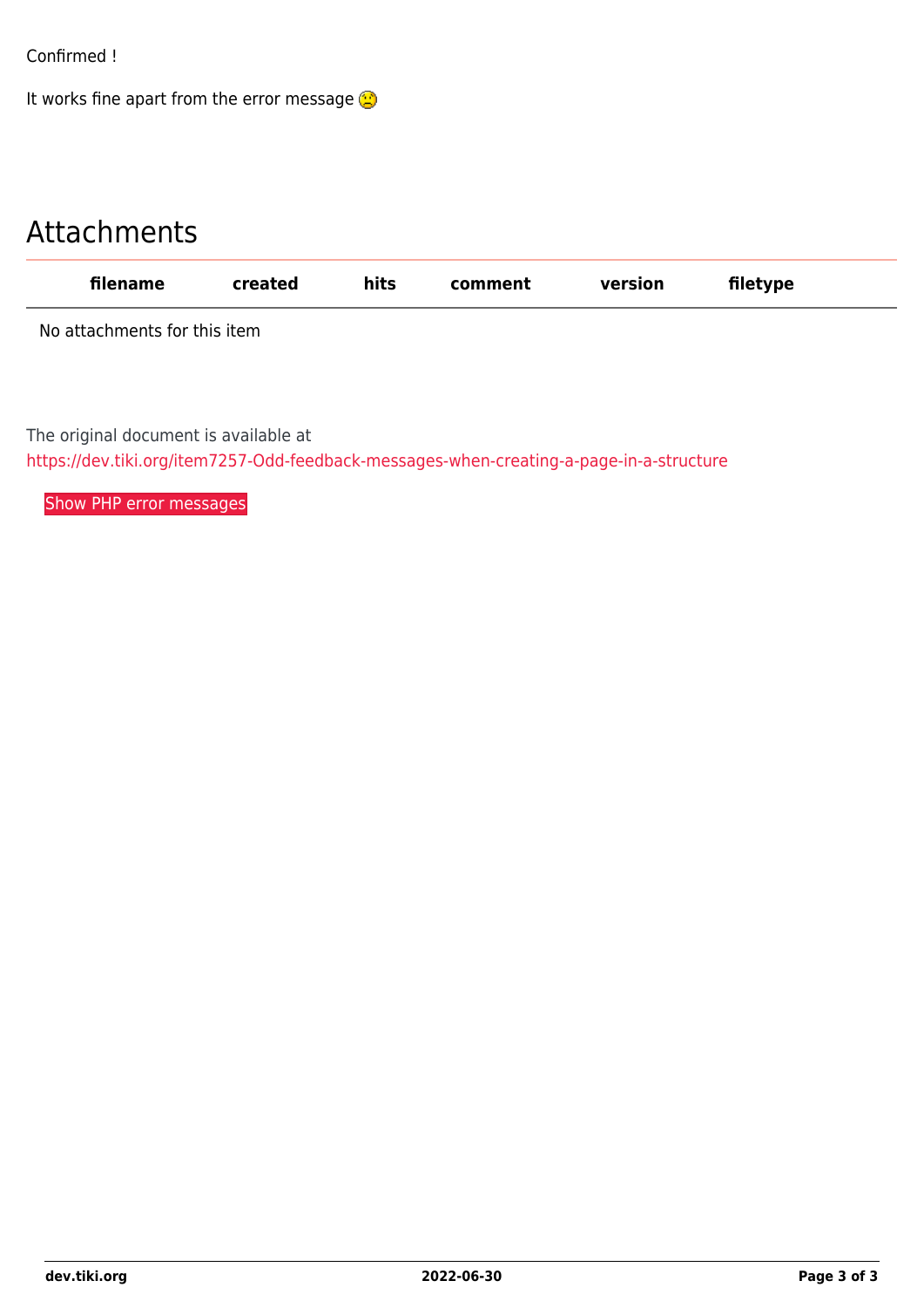Confirmed !

It works fine apart from the error message 🙁

## Attachments

| filename | created | hits | comment | version | filetype |
|---|---|---|---|---|---|
| No attachments for this item | | | | | |

The original document is available at
https://dev.tiki.org/item7257-Odd-feedback-messages-when-creating-a-page-in-a-structure

Show PHP error messages